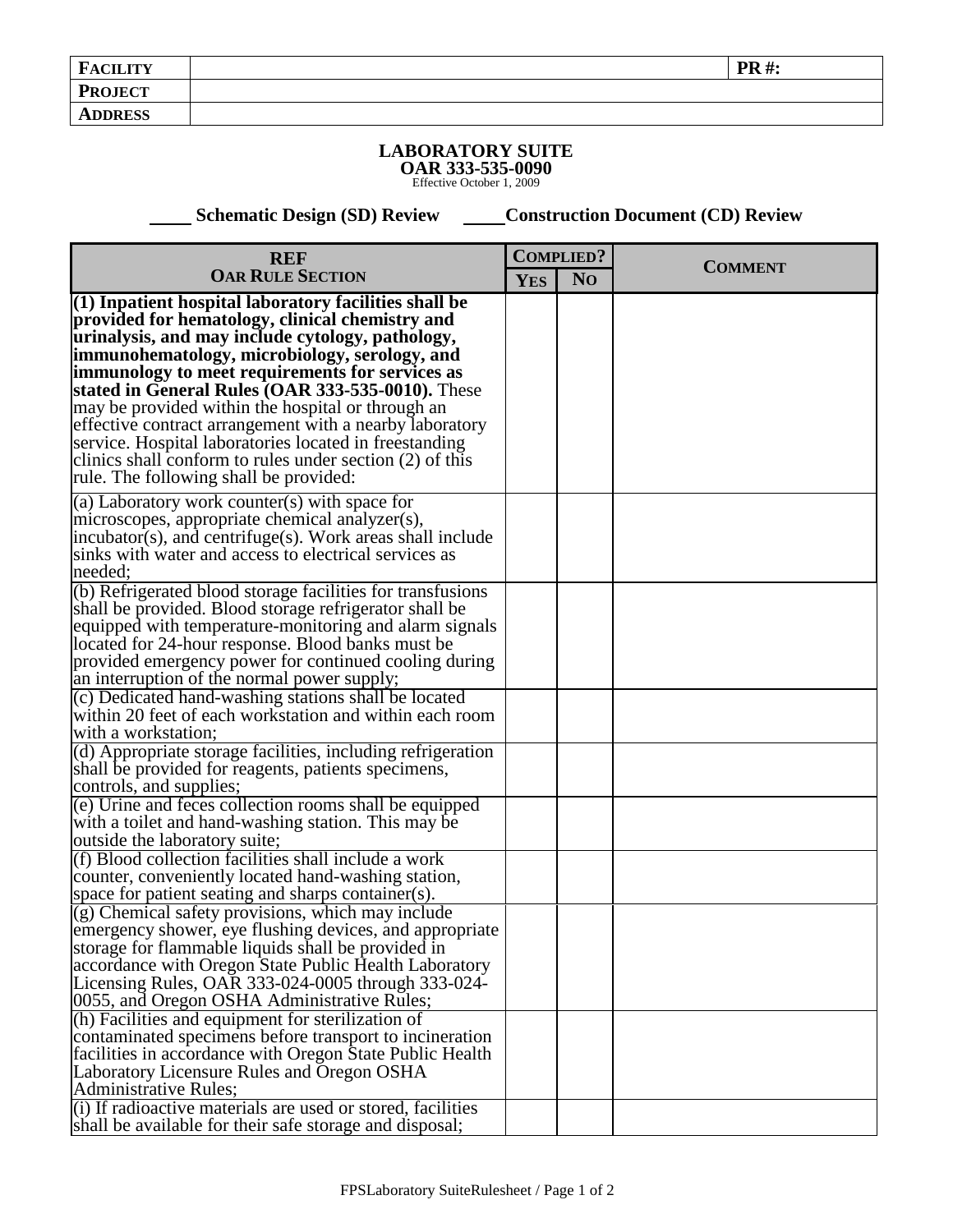| **FACILITY** | | **PR #:** |
|---|---|---|
| **PROJECT** | | |
| **ADDRESS** | | |

## LABORATORY SUITE

**OAR 333-535-0090**

Effective October 1, 2009

____ **Schematic Design (SD) Review** ____ **Construction Document (CD) Review**

| REF<br>OAR RULE SECTION | COMPLIED? | | COMMENT |
|---|---|---|---|
| | YES | NO | |
| **(1) Inpatient hospital laboratory facilities shall be provided for hematology, clinical chemistry and urinalysis, and may include cytology, pathology, immunohematology, microbiology, serology, and immunology to meet requirements for services as stated in General Rules (OAR 333-535-0010).** These may be provided within the hospital or through an effective contract arrangement with a nearby laboratory service. Hospital laboratories located in freestanding clinics shall conform to rules under section (2) of this rule. The following shall be provided: | | | |
| (a) Laboratory work counter(s) with space for microscopes, appropriate chemical analyzer(s), incubator(s), and centrifuge(s). Work areas shall include sinks with water and access to electrical services as needed; | | | |
| (b) Refrigerated blood storage facilities for transfusions shall be provided. Blood storage refrigerator shall be equipped with temperature-monitoring and alarm signals located for 24-hour response. Blood banks must be provided emergency power for continued cooling during an interruption of the normal power supply; | | | |
| (c) Dedicated hand-washing stations shall be located within 20 feet of each workstation and within each room with a workstation; | | | |
| (d) Appropriate storage facilities, including refrigeration shall be provided for reagents, patients specimens, controls, and supplies; | | | |
| (e) Urine and feces collection rooms shall be equipped with a toilet and hand-washing station. This may be outside the laboratory suite; | | | |
| (f) Blood collection facilities shall include a work counter, conveniently located hand-washing station, space for patient seating and sharps container(s). | | | |
| (g) Chemical safety provisions, which may include emergency shower, eye flushing devices, and appropriate storage for flammable liquids shall be provided in accordance with Oregon State Public Health Laboratory Licensing Rules, OAR 333-024-0005 through 333-024-0055, and Oregon OSHA Administrative Rules; | | | |
| (h) Facilities and equipment for sterilization of contaminated specimens before transport to incineration facilities in accordance with Oregon State Public Health Laboratory Licensure Rules and Oregon OSHA Administrative Rules; | | | |
| (i) If radioactive materials are used or stored, facilities shall be available for their safe storage and disposal; | | | |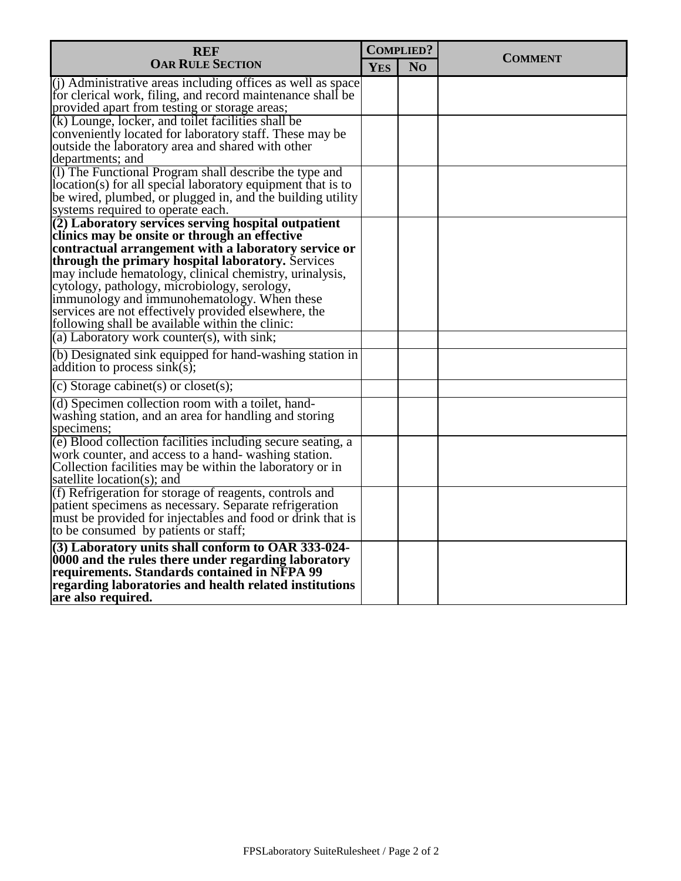| REF<br>OAR RULE SECTION | COMPLIED? | | COMMENT |
|---|---|---|---|
| | YES | NO | |
| (j) Administrative areas including offices as well as space for clerical work, filing, and record maintenance shall be provided apart from testing or storage areas; | | | |
| (k) Lounge, locker, and toilet facilities shall be conveniently located for laboratory staff. These may be outside the laboratory area and shared with other departments; and | | | |
| (l) The Functional Program shall describe the type and location(s) for all special laboratory equipment that is to be wired, plumbed, or plugged in, and the building utility systems required to operate each. | | | |
| **(2) Laboratory services serving hospital outpatient clinics may be onsite or through an effective contractual arrangement with a laboratory service or through the primary hospital laboratory.** Services may include hematology, clinical chemistry, urinalysis, cytology, pathology, microbiology, serology, immunology and immunohematology. When these services are not effectively provided elsewhere, the following shall be available within the clinic: | | | |
| (a) Laboratory work counter(s), with sink; | | | |
| (b) Designated sink equipped for hand-washing station in addition to process sink(s); | | | |
| (c) Storage cabinet(s) or closet(s); | | | |
| (d) Specimen collection room with a toilet, hand-washing station, and an area for handling and storing specimens; | | | |
| (e) Blood collection facilities including secure seating, a work counter, and access to a hand- washing station. Collection facilities may be within the laboratory or in satellite location(s); and | | | |
| (f) Refrigeration for storage of reagents, controls and patient specimens as necessary. Separate refrigeration must be provided for injectables and food or drink that is to be consumed by patients or staff; | | | |
| **(3) Laboratory units shall conform to OAR 333-024-0000 and the rules there under regarding laboratory requirements. Standards contained in NFPA 99 regarding laboratories and health related institutions are also required.** | | | |